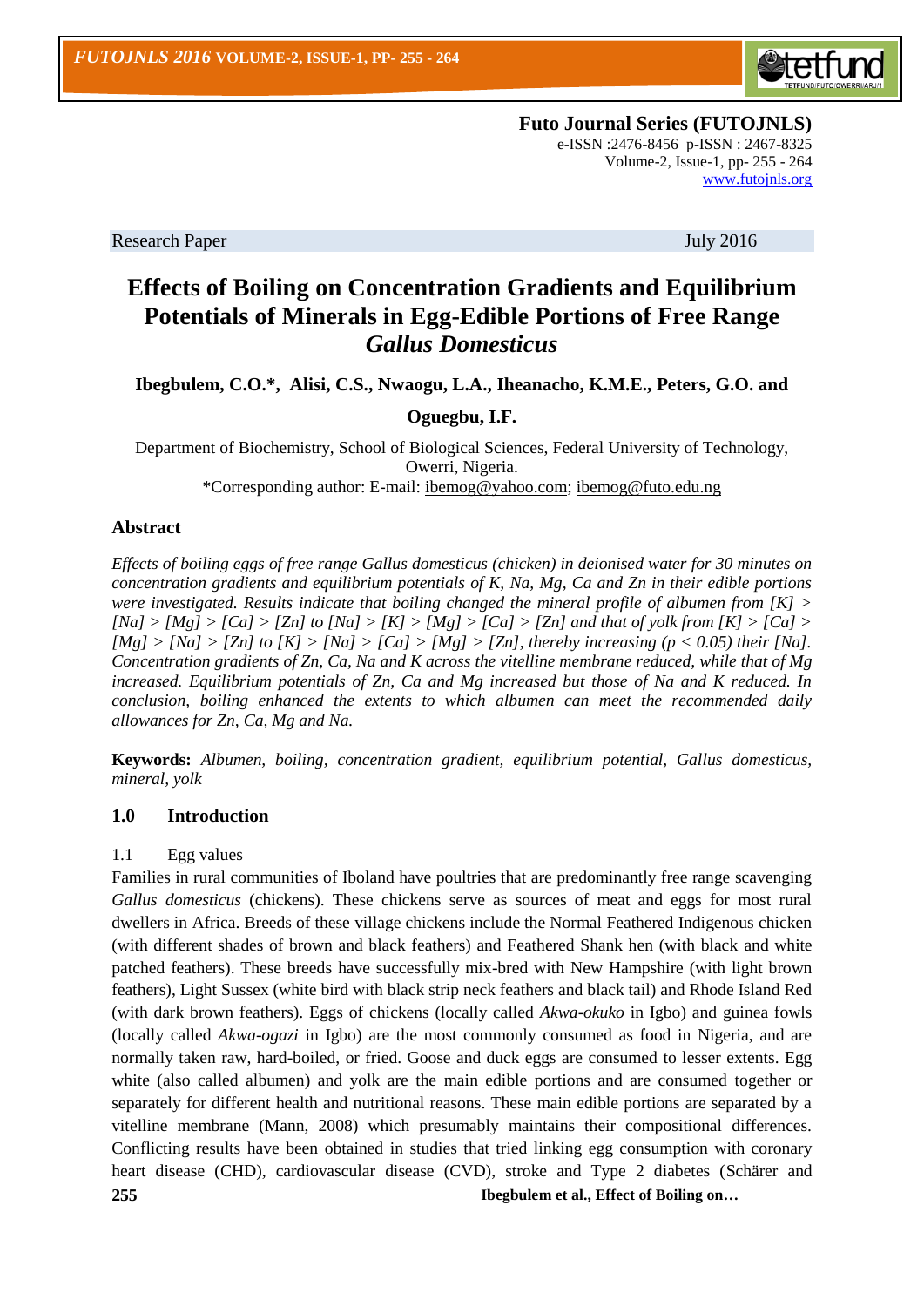**Futo Journal Series (FUTOJNLS)**
e-ISSN :2476-8456 p-ISSN : 2467-8325
Volume-2, Issue-1, pp- 255 - 264
www.futojnls.org

Research Paper July 2016

# Effects of Boiling on Concentration Gradients and Equilibrium Potentials of Minerals in Egg-Edible Portions of Free Range *Gallus Domesticus*

**Ibegbulem, C.O.\*, Alisi, C.S., Nwaogu, L.A., Iheanacho, K.M.E., Peters, G.O. and Oguegbu, I.F.**

Department of Biochemistry, School of Biological Sciences, Federal University of Technology, Owerri, Nigeria.
\*Corresponding author: E-mail: ibemog@yahoo.com; ibemog@futo.edu.ng

## Abstract

*Effects of boiling eggs of free range Gallus domesticus (chicken) in deionised water for 30 minutes on concentration gradients and equilibrium potentials of K, Na, Mg, Ca and Zn in their edible portions were investigated. Results indicate that boiling changed the mineral profile of albumen from [K] > [Na] > [Mg] > [Ca] > [Zn] to [Na] > [K] > [Mg] > [Ca] > [Zn] and that of yolk from [K] > [Ca] > [Mg] > [Na] > [Zn] to [K] > [Na] > [Ca] > [Mg] > [Zn], thereby increasing ($p < 0.05$) their [Na]. Concentration gradients of Zn, Ca, Na and K across the vitelline membrane reduced, while that of Mg increased. Equilibrium potentials of Zn, Ca and Mg increased but those of Na and K reduced. In conclusion, boiling enhanced the extents to which albumen can meet the recommended daily allowances for Zn, Ca, Mg and Na.*

**Keywords:** *Albumen, boiling, concentration gradient, equilibrium potential, Gallus domesticus, mineral, yolk*

## 1.0 Introduction

### 1.1 Egg values

Families in rural communities of Iboland have poultries that are predominantly free range scavenging *Gallus domesticus* (chickens). These chickens serve as sources of meat and eggs for most rural dwellers in Africa. Breeds of these village chickens include the Normal Feathered Indigenous chicken (with different shades of brown and black feathers) and Feathered Shank hen (with black and white patched feathers). These breeds have successfully mix-bred with New Hampshire (with light brown feathers), Light Sussex (white bird with black strip neck feathers and black tail) and Rhode Island Red (with dark brown feathers). Eggs of chickens (locally called *Akwa-okuko* in Igbo) and guinea fowls (locally called *Akwa-ogazi* in Igbo) are the most commonly consumed as food in Nigeria, and are normally taken raw, hard-boiled, or fried. Goose and duck eggs are consumed to lesser extents. Egg white (also called albumen) and yolk are the main edible portions and are consumed together or separately for different health and nutritional reasons. These main edible portions are separated by a vitelline membrane (Mann, 2008) which presumably maintains their compositional differences. Conflicting results have been obtained in studies that tried linking egg consumption with coronary heart disease (CHD), cardiovascular disease (CVD), stroke and Type 2 diabetes (Schärer and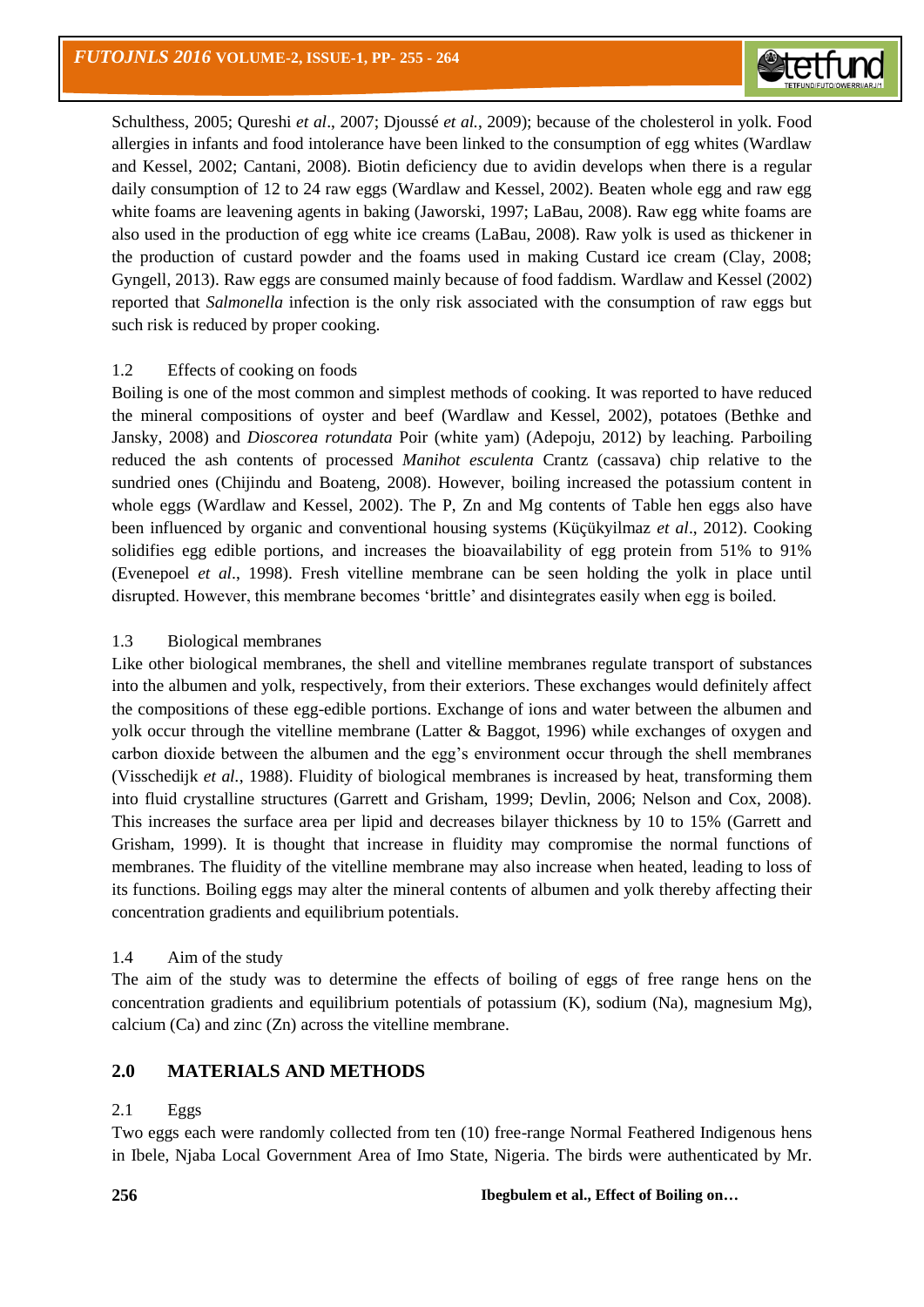Schulthess, 2005; Qureshi *et al*., 2007; Djoussé *et al.*, 2009); because of the cholesterol in yolk. Food allergies in infants and food intolerance have been linked to the consumption of egg whites (Wardlaw and Kessel, 2002; Cantani, 2008). Biotin deficiency due to avidin develops when there is a regular daily consumption of 12 to 24 raw eggs (Wardlaw and Kessel, 2002). Beaten whole egg and raw egg white foams are leavening agents in baking (Jaworski, 1997; LaBau, 2008). Raw egg white foams are also used in the production of egg white ice creams (LaBau, 2008). Raw yolk is used as thickener in the production of custard powder and the foams used in making Custard ice cream (Clay, 2008; Gyngell, 2013). Raw eggs are consumed mainly because of food faddism. Wardlaw and Kessel (2002) reported that *Salmonella* infection is the only risk associated with the consumption of raw eggs but such risk is reduced by proper cooking.

### 1.2 Effects of cooking on foods

Boiling is one of the most common and simplest methods of cooking. It was reported to have reduced the mineral compositions of oyster and beef (Wardlaw and Kessel, 2002), potatoes (Bethke and Jansky, 2008) and *Dioscorea rotundata* Poir (white yam) (Adepoju, 2012) by leaching. Parboiling reduced the ash contents of processed *Manihot esculenta* Crantz (cassava) chip relative to the sundried ones (Chijindu and Boateng, 2008). However, boiling increased the potassium content in whole eggs (Wardlaw and Kessel, 2002). The P, Zn and Mg contents of Table hen eggs also have been influenced by organic and conventional housing systems (Küçükyilmaz *et al*., 2012). Cooking solidifies egg edible portions, and increases the bioavailability of egg protein from 51% to 91% (Evenepoel *et al*., 1998). Fresh vitelline membrane can be seen holding the yolk in place until disrupted. However, this membrane becomes 'brittle' and disintegrates easily when egg is boiled.

### 1.3 Biological membranes

Like other biological membranes, the shell and vitelline membranes regulate transport of substances into the albumen and yolk, respectively, from their exteriors. These exchanges would definitely affect the compositions of these egg-edible portions. Exchange of ions and water between the albumen and yolk occur through the vitelline membrane (Latter & Baggot, 1996) while exchanges of oxygen and carbon dioxide between the albumen and the egg's environment occur through the shell membranes (Visschedijk *et al.*, 1988). Fluidity of biological membranes is increased by heat, transforming them into fluid crystalline structures (Garrett and Grisham, 1999; Devlin, 2006; Nelson and Cox, 2008). This increases the surface area per lipid and decreases bilayer thickness by 10 to 15% (Garrett and Grisham, 1999). It is thought that increase in fluidity may compromise the normal functions of membranes. The fluidity of the vitelline membrane may also increase when heated, leading to loss of its functions. Boiling eggs may alter the mineral contents of albumen and yolk thereby affecting their concentration gradients and equilibrium potentials.

### 1.4 Aim of the study

The aim of the study was to determine the effects of boiling of eggs of free range hens on the concentration gradients and equilibrium potentials of potassium (K), sodium (Na), magnesium Mg), calcium (Ca) and zinc (Zn) across the vitelline membrane.

## 2.0 MATERIALS AND METHODS

### 2.1 Eggs

Two eggs each were randomly collected from ten (10) free-range Normal Feathered Indigenous hens in Ibele, Njaba Local Government Area of Imo State, Nigeria. The birds were authenticated by Mr.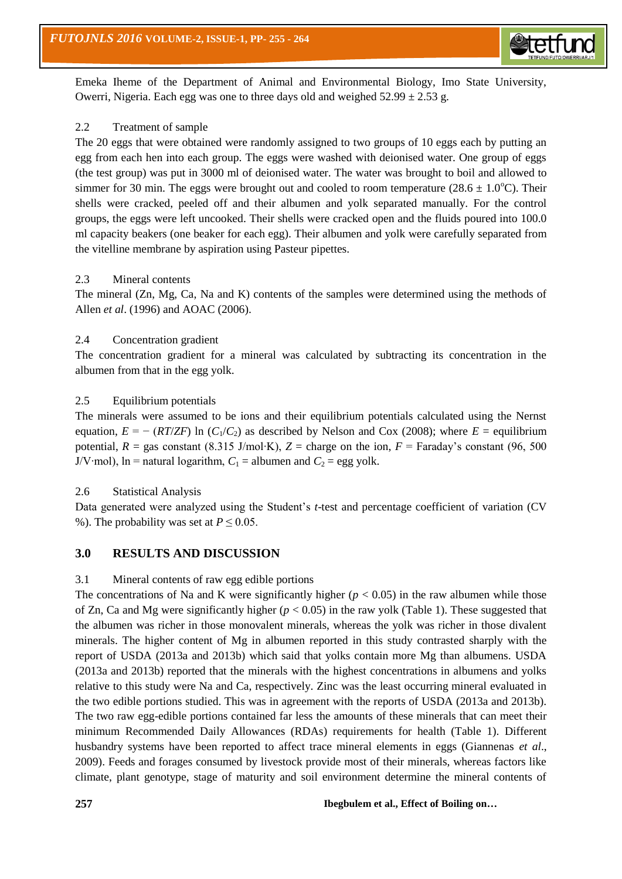Emeka Iheme of the Department of Animal and Environmental Biology, Imo State University, Owerri, Nigeria. Each egg was one to three days old and weighed 52.99 ± 2.53 g.

### 2.2 Treatment of sample

The 20 eggs that were obtained were randomly assigned to two groups of 10 eggs each by putting an egg from each hen into each group. The eggs were washed with deionised water. One group of eggs (the test group) was put in 3000 ml of deionised water. The water was brought to boil and allowed to simmer for 30 min. The eggs were brought out and cooled to room temperature (28.6 ± 1.0$^{o}$C). Their shells were cracked, peeled off and their albumen and yolk separated manually. For the control groups, the eggs were left uncooked. Their shells were cracked open and the fluids poured into 100.0 ml capacity beakers (one beaker for each egg). Their albumen and yolk were carefully separated from the vitelline membrane by aspiration using Pasteur pipettes.

### 2.3 Mineral contents

The mineral (Zn, Mg, Ca, Na and K) contents of the samples were determined using the methods of Allen *et al*. (1996) and AOAC (2006).

### 2.4 Concentration gradient

The concentration gradient for a mineral was calculated by subtracting its concentration in the albumen from that in the egg yolk.

### 2.5 Equilibrium potentials

The minerals were assumed to be ions and their equilibrium potentials calculated using the Nernst equation, $E = -(RT/ZF)\ \ln\ (C_1/C_2)$ as described by Nelson and Cox (2008); where $E$ = equilibrium potential, $R$ = gas constant (8.315 J/mol·K), $Z$ = charge on the ion, $F$ = Faraday's constant (96, 500 J/V·mol), ln = natural logarithm, $C_1$ = albumen and $C_2$ = egg yolk.

### 2.6 Statistical Analysis

Data generated were analyzed using the Student's *t*-test and percentage coefficient of variation (CV %). The probability was set at $P \leq 0.05$.

## 3.0 RESULTS AND DISCUSSION

### 3.1 Mineral contents of raw egg edible portions

The concentrations of Na and K were significantly higher ($p < 0.05$) in the raw albumen while those of Zn, Ca and Mg were significantly higher ($p < 0.05$) in the raw yolk (Table 1). These suggested that the albumen was richer in those monovalent minerals, whereas the yolk was richer in those divalent minerals. The higher content of Mg in albumen reported in this study contrasted sharply with the report of USDA (2013a and 2013b) which said that yolks contain more Mg than albumens. USDA (2013a and 2013b) reported that the minerals with the highest concentrations in albumens and yolks relative to this study were Na and Ca, respectively. Zinc was the least occurring mineral evaluated in the two edible portions studied. This was in agreement with the reports of USDA (2013a and 2013b). The two raw egg-edible portions contained far less the amounts of these minerals that can meet their minimum Recommended Daily Allowances (RDAs) requirements for health (Table 1). Different husbandry systems have been reported to affect trace mineral elements in eggs (Giannenas *et al*., 2009). Feeds and forages consumed by livestock provide most of their minerals, whereas factors like climate, plant genotype, stage of maturity and soil environment determine the mineral contents of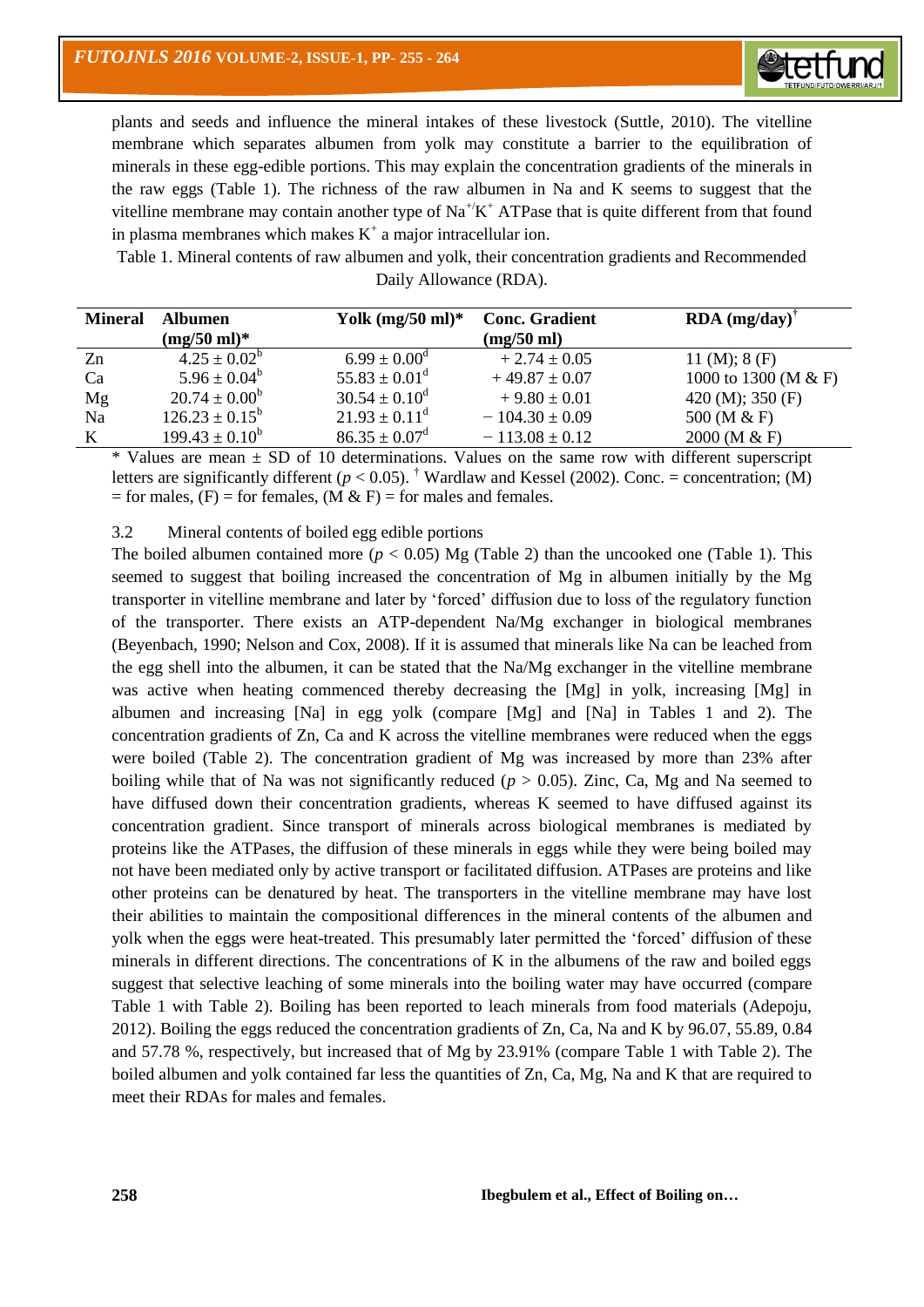plants and seeds and influence the mineral intakes of these livestock (Suttle, 2010). The vitelline membrane which separates albumen from yolk may constitute a barrier to the equilibration of minerals in these egg-edible portions. This may explain the concentration gradients of the minerals in the raw eggs (Table 1). The richness of the raw albumen in Na and K seems to suggest that the vitelline membrane may contain another type of $Na^+/K^+$ ATPase that is quite different from that found in plasma membranes which makes $K^+$ a major intracellular ion.

Table 1. Mineral contents of raw albumen and yolk, their concentration gradients and Recommended Daily Allowance (RDA).

| Mineral | Albumen (mg/50 ml)* | Yolk (mg/50 ml)* | Conc. Gradient (mg/50 ml) | RDA (mg/day)† |
|---|---|---|---|---|
| Zn | $4.25 \pm 0.02^b$ | $6.99 \pm 0.00^d$ | + 2.74 ± 0.05 | 11 (M); 8 (F) |
| Ca | $5.96 \pm 0.04^b$ | $55.83 \pm 0.01^d$ | + 49.87 ± 0.07 | 1000 to 1300 (M & F) |
| Mg | $20.74 \pm 0.00^b$ | $30.54 \pm 0.10^d$ | + 9.80 ± 0.01 | 420 (M); 350 (F) |
| Na | $126.23 \pm 0.15^b$ | $21.93 \pm 0.11^d$ | − 104.30 ± 0.09 | 500 (M & F) |
| K | $199.43 \pm 0.10^b$ | $86.35 \pm 0.07^d$ | − 113.08 ± 0.12 | 2000 (M & F) |

* Values are mean ± SD of 10 determinations. Values on the same row with different superscript letters are significantly different ($p < 0.05$). † Wardlaw and Kessel (2002). Conc. = concentration; (M) = for males, (F) = for females, (M & F) = for males and females.

### 3.2 Mineral contents of boiled egg edible portions

The boiled albumen contained more ($p < 0.05$) Mg (Table 2) than the uncooked one (Table 1). This seemed to suggest that boiling increased the concentration of Mg in albumen initially by the Mg transporter in vitelline membrane and later by 'forced' diffusion due to loss of the regulatory function of the transporter. There exists an ATP-dependent Na/Mg exchanger in biological membranes (Beyenbach, 1990; Nelson and Cox, 2008). If it is assumed that minerals like Na can be leached from the egg shell into the albumen, it can be stated that the Na/Mg exchanger in the vitelline membrane was active when heating commenced thereby decreasing the [Mg] in yolk, increasing [Mg] in albumen and increasing [Na] in egg yolk (compare [Mg] and [Na] in Tables 1 and 2). The concentration gradients of Zn, Ca and K across the vitelline membranes were reduced when the eggs were boiled (Table 2). The concentration gradient of Mg was increased by more than 23% after boiling while that of Na was not significantly reduced ($p > 0.05$). Zinc, Ca, Mg and Na seemed to have diffused down their concentration gradients, whereas K seemed to have diffused against its concentration gradient. Since transport of minerals across biological membranes is mediated by proteins like the ATPases, the diffusion of these minerals in eggs while they were being boiled may not have been mediated only by active transport or facilitated diffusion. ATPases are proteins and like other proteins can be denatured by heat. The transporters in the vitelline membrane may have lost their abilities to maintain the compositional differences in the mineral contents of the albumen and yolk when the eggs were heat-treated. This presumably later permitted the 'forced' diffusion of these minerals in different directions. The concentrations of K in the albumens of the raw and boiled eggs suggest that selective leaching of some minerals into the boiling water may have occurred (compare Table 1 with Table 2). Boiling has been reported to leach minerals from food materials (Adepoju, 2012). Boiling the eggs reduced the concentration gradients of Zn, Ca, Na and K by 96.07, 55.89, 0.84 and 57.78 %, respectively, but increased that of Mg by 23.91% (compare Table 1 with Table 2). The boiled albumen and yolk contained far less the quantities of Zn, Ca, Mg, Na and K that are required to meet their RDAs for males and females.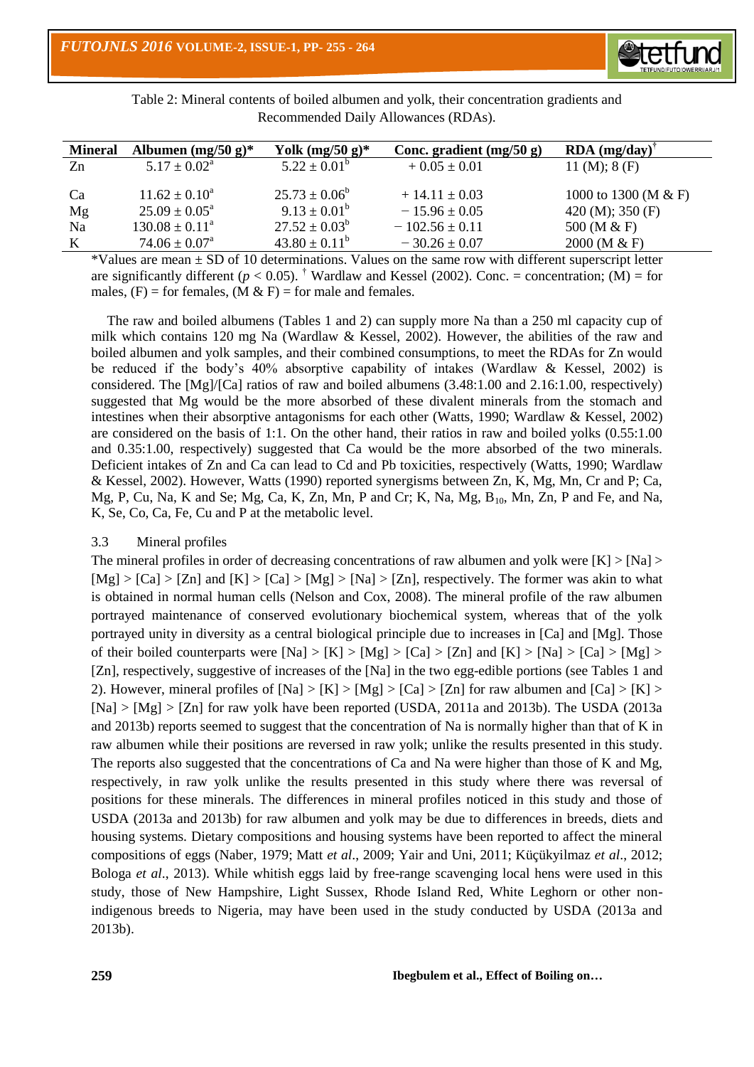Table 2: Mineral contents of boiled albumen and yolk, their concentration gradients and Recommended Daily Allowances (RDAs).

| Mineral | Albumen (mg/50 g)* | Yolk (mg/50 g)* | Conc. gradient (mg/50 g) | RDA (mg/day)[†] |
|---|---|---|---|---|
| Zn | $5.17 \pm 0.02^a$ | $5.22 \pm 0.01^b$ | $+ 0.05 \pm 0.01$ | 11 (M); 8 (F) |
| Ca | $11.62 \pm 0.10^a$ | $25.73 \pm 0.06^b$ | $+ 14.11 \pm 0.03$ | 1000 to 1300 (M & F) |
| Mg | $25.09 \pm 0.05^a$ | $9.13 \pm 0.01^b$ | $- 15.96 \pm 0.05$ | 420 (M); 350 (F) |
| Na | $130.08 \pm 0.11^a$ | $27.52 \pm 0.03^b$ | $- 102.56 \pm 0.11$ | 500 (M & F) |
| K | $74.06 \pm 0.07^a$ | $43.80 \pm 0.11^b$ | $- 30.26 \pm 0.07$ | 2000 (M & F) |

*Values are mean ± SD of 10 determinations. Values on the same row with different superscript letter are significantly different ($p < 0.05$). [†] Wardlaw and Kessel (2002). Conc. = concentration; (M) = for males, (F) = for females, (M & F) = for male and females.

The raw and boiled albumens (Tables 1 and 2) can supply more Na than a 250 ml capacity cup of milk which contains 120 mg Na (Wardlaw & Kessel, 2002). However, the abilities of the raw and boiled albumen and yolk samples, and their combined consumptions, to meet the RDAs for Zn would be reduced if the body's 40% absorptive capability of intakes (Wardlaw & Kessel, 2002) is considered. The [Mg]/[Ca] ratios of raw and boiled albumens (3.48:1.00 and 2.16:1.00, respectively) suggested that Mg would be the more absorbed of these divalent minerals from the stomach and intestines when their absorptive antagonisms for each other (Watts, 1990; Wardlaw & Kessel, 2002) are considered on the basis of 1:1. On the other hand, their ratios in raw and boiled yolks (0.55:1.00 and 0.35:1.00, respectively) suggested that Ca would be the more absorbed of the two minerals. Deficient intakes of Zn and Ca can lead to Cd and Pb toxicities, respectively (Watts, 1990; Wardlaw & Kessel, 2002). However, Watts (1990) reported synergisms between Zn, K, Mg, Mn, Cr and P; Ca, Mg, P, Cu, Na, K and Se; Mg, Ca, K, Zn, Mn, P and Cr; K, Na, Mg, $B_{10}$, Mn, Zn, P and Fe, and Na, K, Se, Co, Ca, Fe, Cu and P at the metabolic level.

### 3.3 Mineral profiles

The mineral profiles in order of decreasing concentrations of raw albumen and yolk were [K] > [Na] > [Mg] > [Ca] > [Zn] and [K] > [Ca] > [Mg] > [Na] > [Zn], respectively. The former was akin to what is obtained in normal human cells (Nelson and Cox, 2008). The mineral profile of the raw albumen portrayed maintenance of conserved evolutionary biochemical system, whereas that of the yolk portrayed unity in diversity as a central biological principle due to increases in [Ca] and [Mg]. Those of their boiled counterparts were [Na] > [K] > [Mg] > [Ca] > [Zn] and [K] > [Na] > [Ca] > [Mg] > [Zn], respectively, suggestive of increases of the [Na] in the two egg-edible portions (see Tables 1 and 2). However, mineral profiles of [Na] > [K] > [Mg] > [Ca] > [Zn] for raw albumen and [Ca] > [K] > [Na] > [Mg] > [Zn] for raw yolk have been reported (USDA, 2011a and 2013b). The USDA (2013a and 2013b) reports seemed to suggest that the concentration of Na is normally higher than that of K in raw albumen while their positions are reversed in raw yolk; unlike the results presented in this study. The reports also suggested that the concentrations of Ca and Na were higher than those of K and Mg, respectively, in raw yolk unlike the results presented in this study where there was reversal of positions for these minerals. The differences in mineral profiles noticed in this study and those of USDA (2013a and 2013b) for raw albumen and yolk may be due to differences in breeds, diets and housing systems. Dietary compositions and housing systems have been reported to affect the mineral compositions of eggs (Naber, 1979; Matt *et al*., 2009; Yair and Uni, 2011; Küçükyilmaz *et al*., 2012; Bologa *et al*., 2013). While whitish eggs laid by free-range scavenging local hens were used in this study, those of New Hampshire, Light Sussex, Rhode Island Red, White Leghorn or other non-indigenous breeds to Nigeria, may have been used in the study conducted by USDA (2013a and 2013b).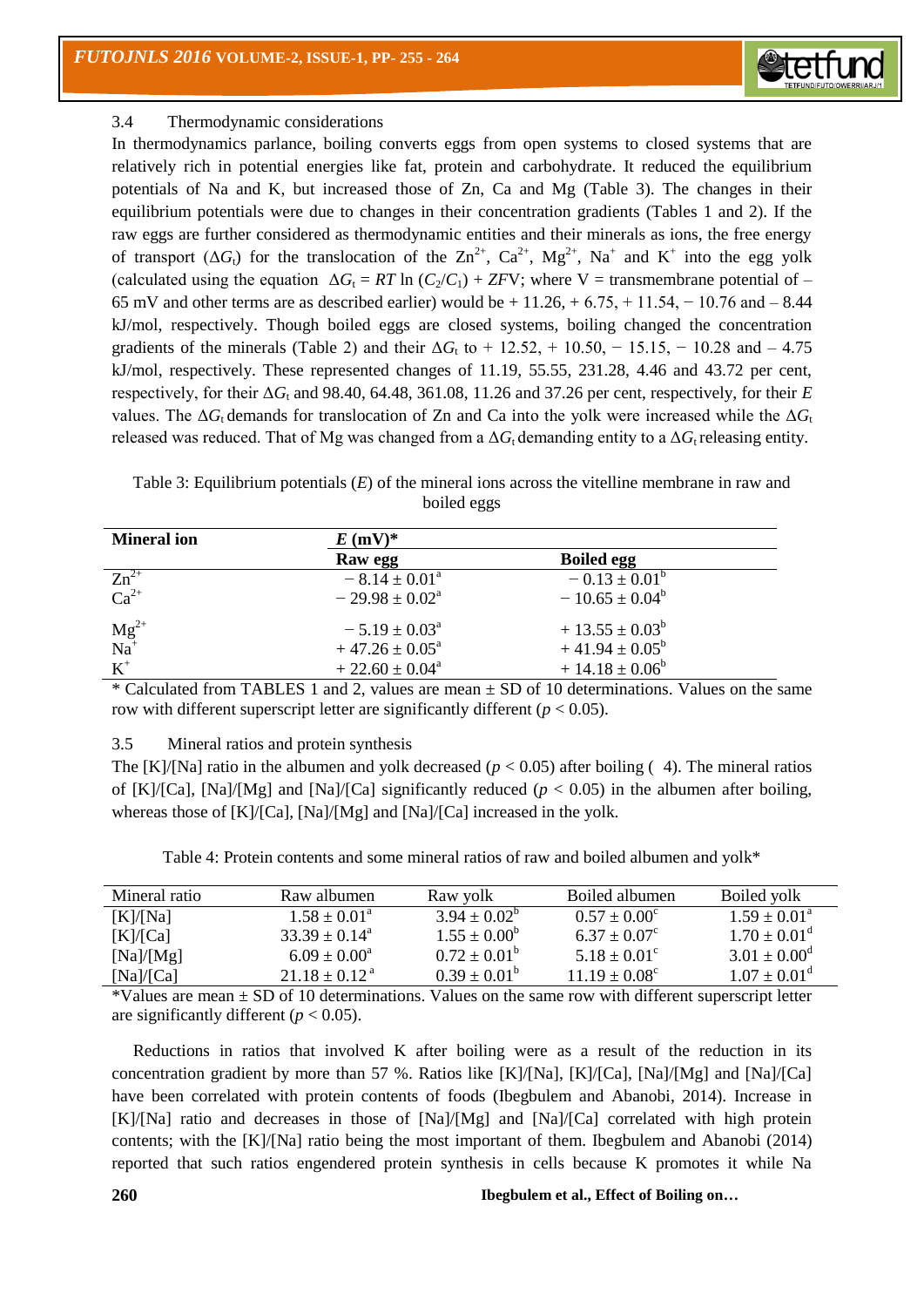### 3.4 Thermodynamic considerations

In thermodynamics parlance, boiling converts eggs from open systems to closed systems that are relatively rich in potential energies like fat, protein and carbohydrate. It reduced the equilibrium potentials of Na and K, but increased those of Zn, Ca and Mg (Table 3). The changes in their equilibrium potentials were due to changes in their concentration gradients (Tables 1 and 2). If the raw eggs are further considered as thermodynamic entities and their minerals as ions, the free energy of transport ($\Delta G_t$) for the translocation of the $Zn^{2+}$, $Ca^{2+}$, $Mg^{2+}$, $Na^{+}$ and $K^{+}$ into the egg yolk (calculated using the equation $\Delta G_t = RT \ln (C_2/C_1) + ZF\text{V}$; where V = transmembrane potential of – 65 mV and other terms are as described earlier) would be + 11.26, + 6.75, + 11.54, − 10.76 and − 8.44 kJ/mol, respectively. Though boiled eggs are closed systems, boiling changed the concentration gradients of the minerals (Table 2) and their $\Delta G_t$ to + 12.52, + 10.50, − 15.15, − 10.28 and – 4.75 kJ/mol, respectively. These represented changes of 11.19, 55.55, 231.28, 4.46 and 43.72 per cent, respectively, for their $\Delta G_t$ and 98.40, 64.48, 361.08, 11.26 and 37.26 per cent, respectively, for their $E$ values. The $\Delta G_t$ demands for translocation of Zn and Ca into the yolk were increased while the $\Delta G_t$ released was reduced. That of Mg was changed from a $\Delta G_t$ demanding entity to a $\Delta G_t$ releasing entity.

Table 3: Equilibrium potentials ($E$) of the mineral ions across the vitelline membrane in raw and boiled eggs

| **Mineral ion** | ***E* (mV)*** | |
|---|---|---|
| | **Raw egg** | **Boiled egg** |
| $Zn^{2+}$ | − 8.14 ± 0.01[a] | − 0.13 ± 0.01[b] |
| $Ca^{2+}$ | − 29.98 ± 0.02[a] | − 10.65 ± 0.04[b] |
| $Mg^{2+}$ | − 5.19 ± 0.03[a] | + 13.55 ± 0.03[b] |
| $Na^{+}$ | + 47.26 ± 0.05[a] | + 41.94 ± 0.05[b] |
| $K^{+}$ | + 22.60 ± 0.04[a] | + 14.18 ± 0.06[b] |

* Calculated from TABLES 1 and 2, values are mean ± SD of 10 determinations. Values on the same row with different superscript letter are significantly different ($p < 0.05$).

### 3.5 Mineral ratios and protein synthesis

The [K]/[Na] ratio in the albumen and yolk decreased ($p < 0.05$) after boiling ( 4). The mineral ratios of [K]/[Ca], [Na]/[Mg] and [Na]/[Ca] significantly reduced ($p < 0.05$) in the albumen after boiling, whereas those of [K]/[Ca], [Na]/[Mg] and [Na]/[Ca] increased in the yolk.

Table 4: Protein contents and some mineral ratios of raw and boiled albumen and yolk*

| Mineral ratio | Raw albumen | Raw yolk | Boiled albumen | Boiled yolk |
|---|---|---|---|---|
| [K]/[Na] | 1.58 ± 0.01[a] | 3.94 ± 0.02[b] | 0.57 ± 0.00[c] | 1.59 ± 0.01[a] |
| [K]/[Ca] | 33.39 ± 0.14[a] | 1.55 ± 0.00[b] | 6.37 ± 0.07[c] | 1.70 ± 0.01[d] |
| [Na]/[Mg] | 6.09 ± 0.00[a] | 0.72 ± 0.01[b] | 5.18 ± 0.01[c] | 3.01 ± 0.00[d] |
| [Na]/[Ca] | 21.18 ± 0.12[a] | 0.39 ± 0.01[b] | 11.19 ± 0.08[c] | 1.07 ± 0.01[d] |

*Values are mean ± SD of 10 determinations. Values on the same row with different superscript letter are significantly different ($p < 0.05$).

Reductions in ratios that involved K after boiling were as a result of the reduction in its concentration gradient by more than 57 %. Ratios like [K]/[Na], [K]/[Ca], [Na]/[Mg] and [Na]/[Ca] have been correlated with protein contents of foods (Ibegbulem and Abanobi, 2014). Increase in [K]/[Na] ratio and decreases in those of [Na]/[Mg] and [Na]/[Ca] correlated with high protein contents; with the [K]/[Na] ratio being the most important of them. Ibegbulem and Abanobi (2014) reported that such ratios engendered protein synthesis in cells because K promotes it while Na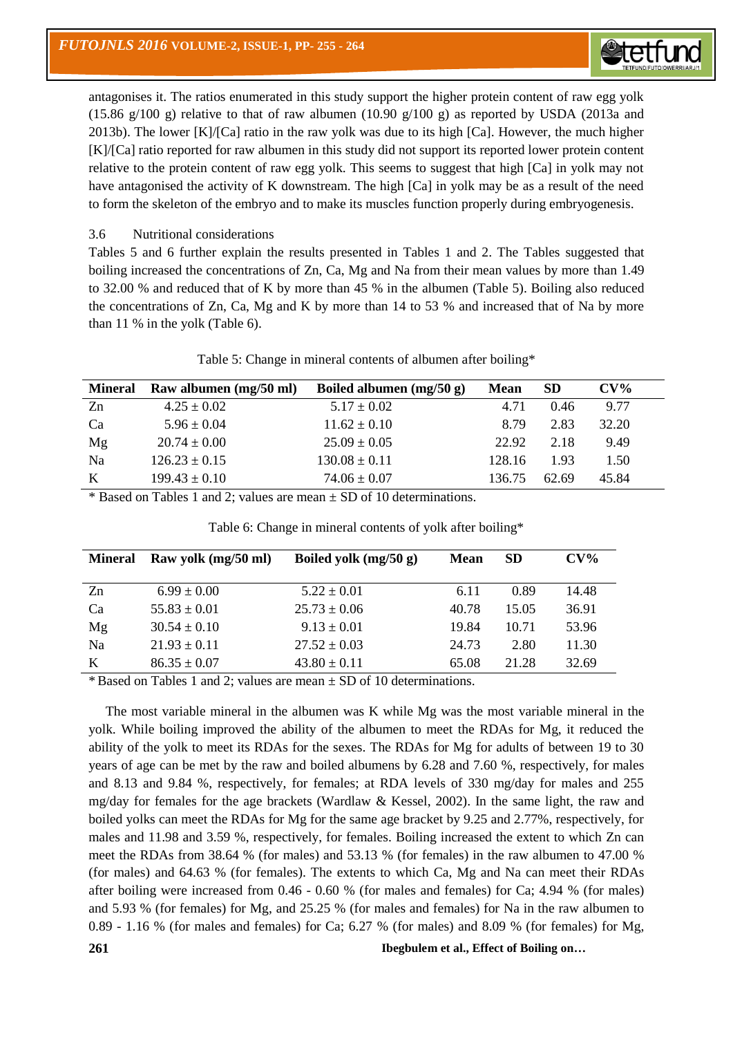antagonises it. The ratios enumerated in this study support the higher protein content of raw egg yolk (15.86 g/100 g) relative to that of raw albumen (10.90 g/100 g) as reported by USDA (2013a and 2013b). The lower [K]/[Ca] ratio in the raw yolk was due to its high [Ca]. However, the much higher [K]/[Ca] ratio reported for raw albumen in this study did not support its reported lower protein content relative to the protein content of raw egg yolk. This seems to suggest that high [Ca] in yolk may not have antagonised the activity of K downstream. The high [Ca] in yolk may be as a result of the need to form the skeleton of the embryo and to make its muscles function properly during embryogenesis.

### 3.6 Nutritional considerations

Tables 5 and 6 further explain the results presented in Tables 1 and 2. The Tables suggested that boiling increased the concentrations of Zn, Ca, Mg and Na from their mean values by more than 1.49 to 32.00 % and reduced that of K by more than 45 % in the albumen (Table 5). Boiling also reduced the concentrations of Zn, Ca, Mg and K by more than 14 to 53 % and increased that of Na by more than 11 % in the yolk (Table 6).

Table 5: Change in mineral contents of albumen after boiling*

| Mineral | Raw albumen (mg/50 ml) | Boiled albumen (mg/50 g) | Mean | SD | CV% |
|---|---|---|---|---|---|
| Zn | 4.25 ± 0.02 | 5.17 ± 0.02 | 4.71 | 0.46 | 9.77 |
| Ca | 5.96 ± 0.04 | 11.62 ± 0.10 | 8.79 | 2.83 | 32.20 |
| Mg | 20.74 ± 0.00 | 25.09 ± 0.05 | 22.92 | 2.18 | 9.49 |
| Na | 126.23 ± 0.15 | 130.08 ± 0.11 | 128.16 | 1.93 | 1.50 |
| K | 199.43 ± 0.10 | 74.06 ± 0.07 | 136.75 | 62.69 | 45.84 |

\* Based on Tables 1 and 2; values are mean ± SD of 10 determinations.

Table 6: Change in mineral contents of yolk after boiling*

| Mineral | Raw yolk (mg/50 ml) | Boiled yolk (mg/50 g) | Mean | SD | CV% |
|---|---|---|---|---|---|
| Zn | 6.99 ± 0.00 | 5.22 ± 0.01 | 6.11 | 0.89 | 14.48 |
| Ca | 55.83 ± 0.01 | 25.73 ± 0.06 | 40.78 | 15.05 | 36.91 |
| Mg | 30.54 ± 0.10 | 9.13 ± 0.01 | 19.84 | 10.71 | 53.96 |
| Na | 21.93 ± 0.11 | 27.52 ± 0.03 | 24.73 | 2.80 | 11.30 |
| K | 86.35 ± 0.07 | 43.80 ± 0.11 | 65.08 | 21.28 | 32.69 |

\* Based on Tables 1 and 2; values are mean ± SD of 10 determinations.

The most variable mineral in the albumen was K while Mg was the most variable mineral in the yolk. While boiling improved the ability of the albumen to meet the RDAs for Mg, it reduced the ability of the yolk to meet its RDAs for the sexes. The RDAs for Mg for adults of between 19 to 30 years of age can be met by the raw and boiled albumens by 6.28 and 7.60 %, respectively, for males and 8.13 and 9.84 %, respectively, for females; at RDA levels of 330 mg/day for males and 255 mg/day for females for the age brackets (Wardlaw & Kessel, 2002). In the same light, the raw and boiled yolks can meet the RDAs for Mg for the same age bracket by 9.25 and 2.77%, respectively, for males and 11.98 and 3.59 %, respectively, for females. Boiling increased the extent to which Zn can meet the RDAs from 38.64 % (for males) and 53.13 % (for females) in the raw albumen to 47.00 % (for males) and 64.63 % (for females). The extents to which Ca, Mg and Na can meet their RDAs after boiling were increased from 0.46 - 0.60 % (for males and females) for Ca; 4.94 % (for males) and 5.93 % (for females) for Mg, and 25.25 % (for males and females) for Na in the raw albumen to 0.89 - 1.16 % (for males and females) for Ca; 6.27 % (for males) and 8.09 % (for females) for Mg,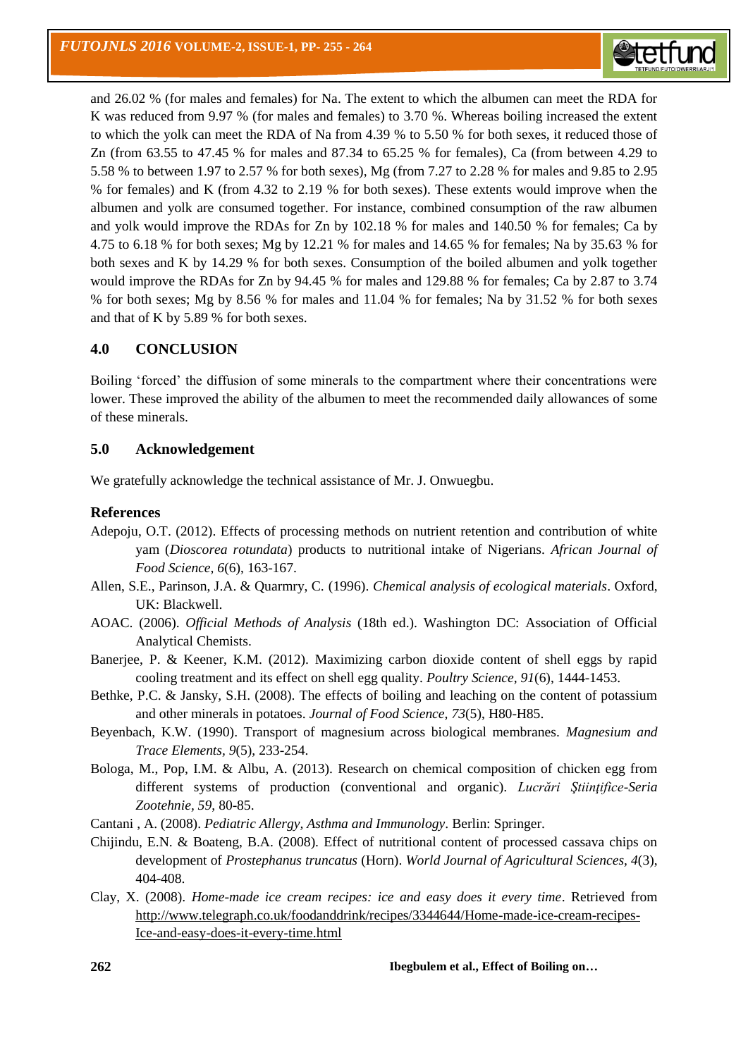and 26.02 % (for males and females) for Na. The extent to which the albumen can meet the RDA for K was reduced from 9.97 % (for males and females) to 3.70 %. Whereas boiling increased the extent to which the yolk can meet the RDA of Na from 4.39 % to 5.50 % for both sexes, it reduced those of Zn (from 63.55 to 47.45 % for males and 87.34 to 65.25 % for females), Ca (from between 4.29 to 5.58 % to between 1.97 to 2.57 % for both sexes), Mg (from 7.27 to 2.28 % for males and 9.85 to 2.95 % for females) and K (from 4.32 to 2.19 % for both sexes). These extents would improve when the albumen and yolk are consumed together. For instance, combined consumption of the raw albumen and yolk would improve the RDAs for Zn by 102.18 % for males and 140.50 % for females; Ca by 4.75 to 6.18 % for both sexes; Mg by 12.21 % for males and 14.65 % for females; Na by 35.63 % for both sexes and K by 14.29 % for both sexes. Consumption of the boiled albumen and yolk together would improve the RDAs for Zn by 94.45 % for males and 129.88 % for females; Ca by 2.87 to 3.74 % for both sexes; Mg by 8.56 % for males and 11.04 % for females; Na by 31.52 % for both sexes and that of K by 5.89 % for both sexes.

## 4.0 CONCLUSION

Boiling 'forced' the diffusion of some minerals to the compartment where their concentrations were lower. These improved the ability of the albumen to meet the recommended daily allowances of some of these minerals.

## 5.0 Acknowledgement

We gratefully acknowledge the technical assistance of Mr. J. Onwuegbu.

## References

Adepoju, O.T. (2012). Effects of processing methods on nutrient retention and contribution of white yam (*Dioscorea rotundata*) products to nutritional intake of Nigerians. *African Journal of Food Science, 6*(6), 163-167.

Allen, S.E., Parinson, J.A. & Quarmry, C. (1996). *Chemical analysis of ecological materials*. Oxford, UK: Blackwell.

AOAC. (2006). *Official Methods of Analysis* (18th ed.). Washington DC: Association of Official Analytical Chemists.

Banerjee, P. & Keener, K.M. (2012). Maximizing carbon dioxide content of shell eggs by rapid cooling treatment and its effect on shell egg quality. *Poultry Science, 91*(6), 1444-1453.

Bethke, P.C. & Jansky, S.H. (2008). The effects of boiling and leaching on the content of potassium and other minerals in potatoes. *Journal of Food Science, 73*(5), H80-H85.

Beyenbach, K.W. (1990). Transport of magnesium across biological membranes. *Magnesium and Trace Elements*, *9*(5), 233-254.

Bologa, M., Pop, I.M. & Albu, A. (2013). Research on chemical composition of chicken egg from different systems of production (conventional and organic). *Lucrări Ştiinţifice-Seria Zootehnie*, *59*, 80-85.

Cantani , A. (2008). *Pediatric Allergy, Asthma and Immunology*. Berlin: Springer.

Chijindu, E.N. & Boateng, B.A. (2008). Effect of nutritional content of processed cassava chips on development of *Prostephanus truncatus* (Horn). *World Journal of Agricultural Sciences, 4*(3), 404-408.

Clay, X. (2008). *Home-made ice cream recipes: ice and easy does it every time*. Retrieved from http://www.telegraph.co.uk/foodanddrink/recipes/3344644/Home-made-ice-cream-recipes-Ice-and-easy-does-it-every-time.html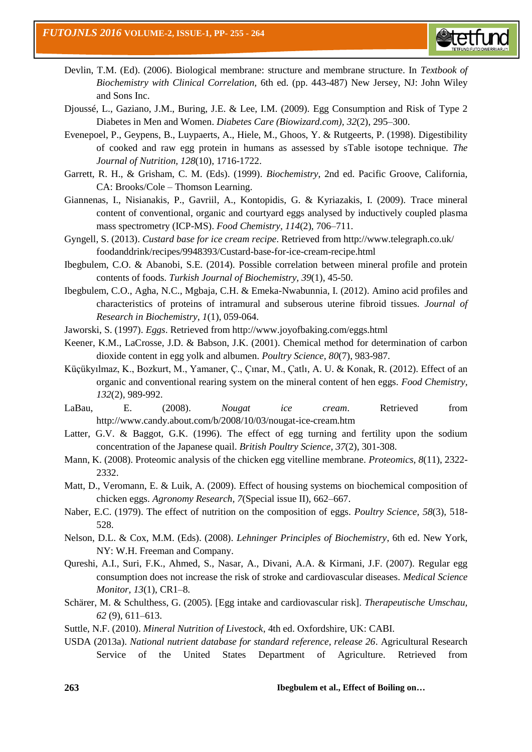Devlin, T.M. (Ed). (2006). Biological membrane: structure and membrane structure. In *Textbook of Biochemistry with Clinical Correlation,* 6th ed. (pp. 443-487) New Jersey, NJ: John Wiley and Sons Inc.

Djoussé, L., Gaziano, J.M., Buring, J.E. & Lee, I.M. (2009). Egg Consumption and Risk of Type 2 Diabetes in Men and Women. *Diabetes Care (Biowizard.com), 32*(2), 295–300.

Evenepoel, P., Geypens, B., Luypaerts, A., Hiele, M., Ghoos, Y. & Rutgeerts, P. (1998). Digestibility of cooked and raw egg protein in humans as assessed by sTable isotope technique. *The Journal of Nutrition, 128*(10), 1716-1722.

Garrett, R. H., & Grisham, C. M. (Eds). (1999). *Biochemistry*, 2nd ed. Pacific Groove, California, CA: Brooks/Cole – Thomson Learning.

Giannenas, I., Nisianakis, P., Gavriil, A., Kontopidis, G. & Kyriazakis, I. (2009). Trace mineral content of conventional, organic and courtyard eggs analysed by inductively coupled plasma mass spectrometry (ICP-MS). *Food Chemistry, 114*(2), 706–711.

Gyngell, S. (2013). *Custard base for ice cream recipe*. Retrieved from http://www.telegraph.co.uk/foodanddrink/recipes/9948393/Custard-base-for-ice-cream-recipe.html

Ibegbulem, C.O. & Abanobi, S.E. (2014). Possible correlation between mineral profile and protein contents of foods. *Turkish Journal of Biochemistry, 39*(1), 45-50.

Ibegbulem, C.O., Agha, N.C., Mgbaja, C.H. & Emeka-Nwabunnia, I. (2012). Amino acid profiles and characteristics of proteins of intramural and subserous uterine fibroid tissues. *Journal of Research in Biochemistry, 1*(1), 059-064.

Jaworski, S. (1997). *Eggs*. Retrieved from http://www.joyofbaking.com/eggs.html

Keener, K.M., LaCrosse, J.D. & Babson, J.K. (2001). Chemical method for determination of carbon dioxide content in egg yolk and albumen. *Poultry Science, 80*(7), 983-987.

Küçükyılmaz, K., Bozkurt, M., Yamaner, Ç., Çınar, M., Çatlı, A. U. & Konak, R. (2012). Effect of an organic and conventional rearing system on the mineral content of hen eggs. *Food Chemistry, 132*(2), 989-992.

LaBau, E. (2008). *Nougat ice cream*. Retrieved from http://www.candy.about.com/b/2008/10/03/nougat-ice-cream.htm

Latter, G.V. & Baggot, G.K. (1996). The effect of egg turning and fertility upon the sodium concentration of the Japanese quail. *British Poultry Science, 37*(2), 301-308.

Mann, K. (2008). Proteomic analysis of the chicken egg vitelline membrane. *Proteomics, 8*(11), 2322-2332.

Matt, D., Veromann, E. & Luik, A. (2009). Effect of housing systems on biochemical composition of chicken eggs. *Agronomy Research, 7*(Special issue II), 662–667.

Naber, E.C. (1979). The effect of nutrition on the composition of eggs. *Poultry Science, 58*(3), 518-528.

Nelson, D.L. & Cox, M.M. (Eds). (2008). *Lehninger Principles of Biochemistry*, 6th ed. New York, NY: W.H. Freeman and Company.

Qureshi, A.I., Suri, F.K., Ahmed, S., Nasar, A., Divani, A.A. & Kirmani, J.F. (2007). Regular egg consumption does not increase the risk of stroke and cardiovascular diseases. *Medical Science Monitor, 13*(1), CR1–8.

Schärer, M. & Schulthess, G. (2005). [Egg intake and cardiovascular risk]. *Therapeutische Umschau, 62* (9), 611–613.

Suttle, N.F. (2010). *Mineral Nutrition of Livestock*, 4th ed. Oxfordshire, UK: CABI.

USDA (2013a). *National nutrient database for standard reference, release 26*. Agricultural Research Service of the United States Department of Agriculture. Retrieved from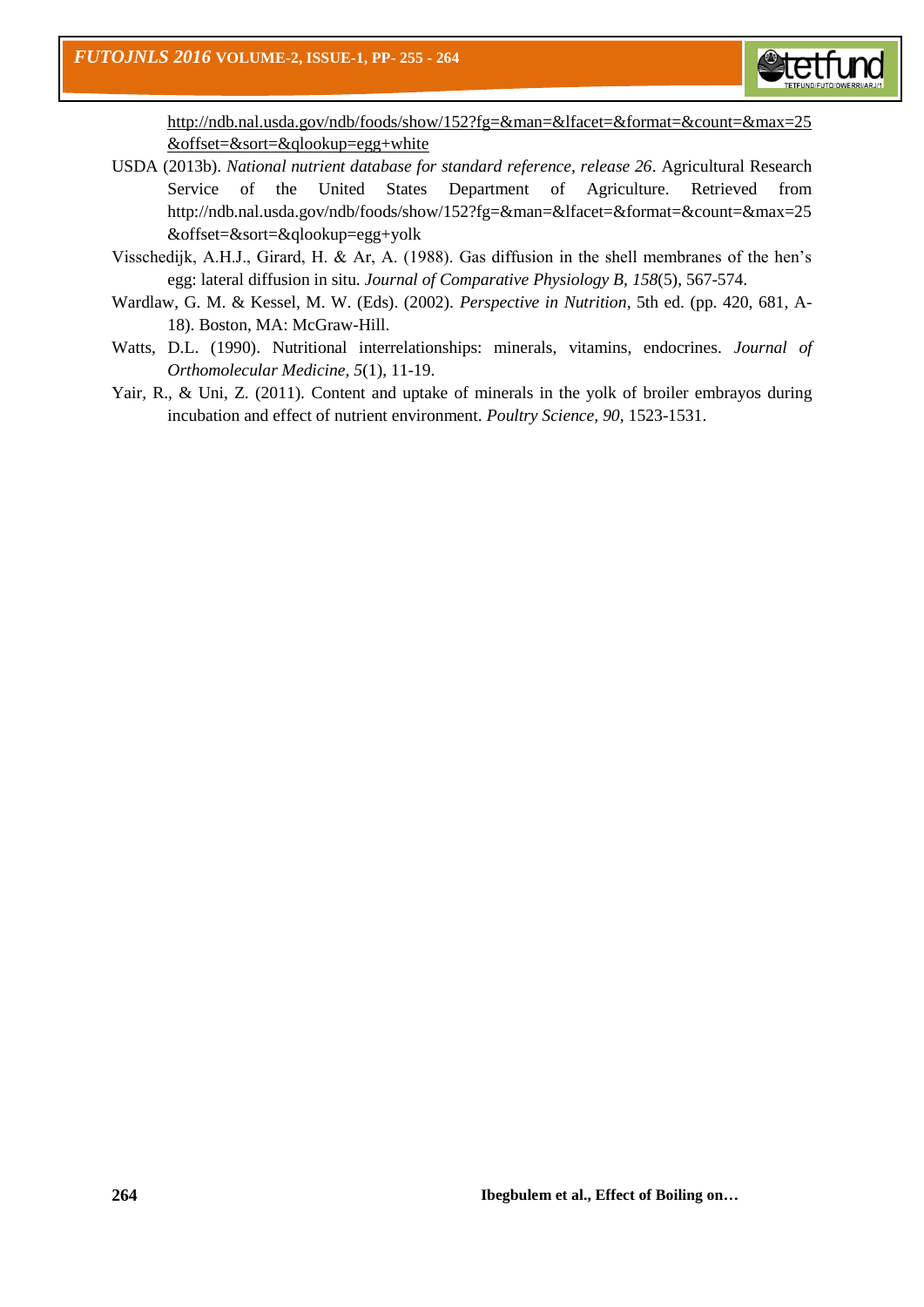http://ndb.nal.usda.gov/ndb/foods/show/152?fg=&man=&lfacet=&format=&count=&max=25&offset=&sort=&qlookup=egg+white

USDA (2013b). *National nutrient database for standard reference, release 26*. Agricultural Research Service of the United States Department of Agriculture. Retrieved from http://ndb.nal.usda.gov/ndb/foods/show/152?fg=&man=&lfacet=&format=&count=&max=25&offset=&sort=&qlookup=egg+yolk

Visschedijk, A.H.J., Girard, H. & Ar, A. (1988). Gas diffusion in the shell membranes of the hen's egg: lateral diffusion in situ. *Journal of Comparative Physiology B, 158*(5), 567-574.

Wardlaw, G. M. & Kessel, M. W. (Eds). (2002). *Perspective in Nutrition*, 5th ed. (pp. 420, 681, A-18). Boston, MA: McGraw-Hill.

Watts, D.L. (1990). Nutritional interrelationships: minerals, vitamins, endocrines. *Journal of Orthomolecular Medicine, 5*(1), 11-19.

Yair, R., & Uni, Z. (2011). Content and uptake of minerals in the yolk of broiler embrayos during incubation and effect of nutrient environment. *Poultry Science, 90*, 1523-1531.